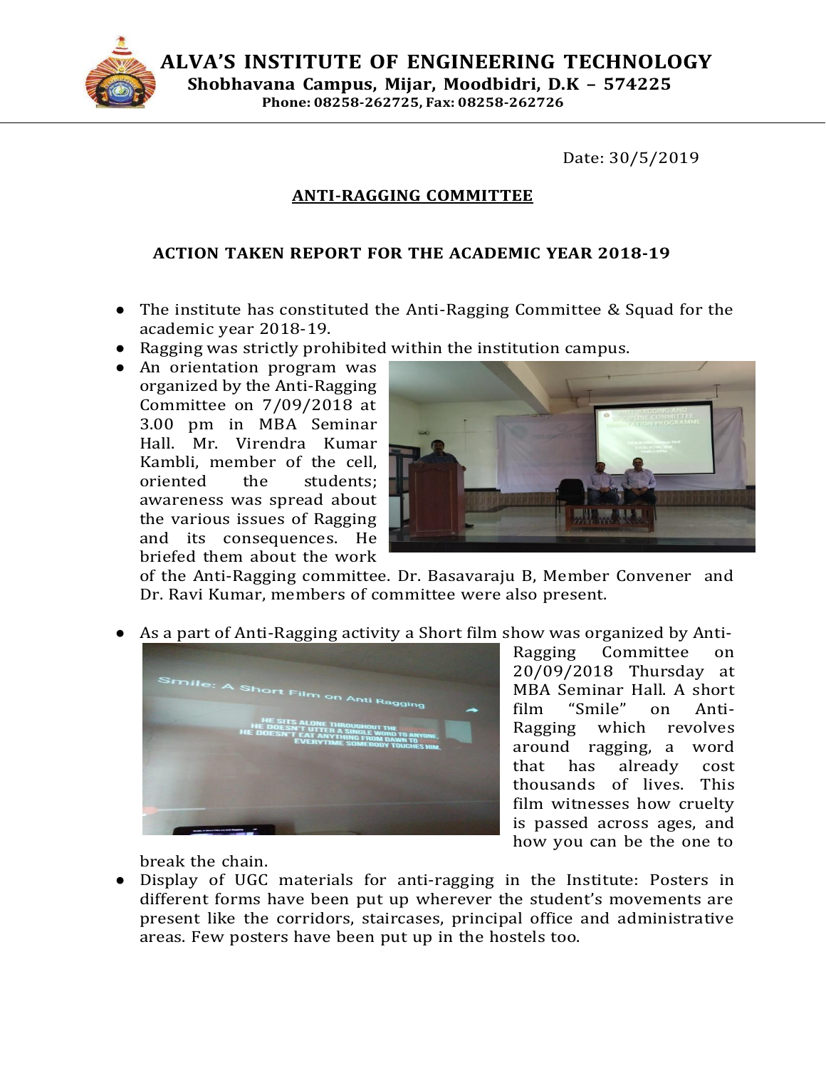# ALVA'S INSTITUTE OF ENGINEERING TECHNOLOGY

**Shobhavana Campus, Mijar, Moodbidri, D.K – 574225**

**Phone: 08258-262725, Fax: 08258-262726**

Date: 30/5/2019

## ANTI-RAGGING COMMITTEE

### ACTION TAKEN REPORT FOR THE ACADEMIC YEAR 2018-19

- The institute has constituted the Anti-Ragging Committee & Squad for the academic year 2018-19.
- Ragging was strictly prohibited within the institution campus.
- An orientation program was organized by the Anti-Ragging Committee on 7/09/2018 at 3.00 pm in MBA Seminar Hall. Mr. Virendra Kumar Kambli, member of the cell, oriented the students; awareness was spread about the various issues of Ragging and its consequences. He briefed them about the work of the Anti-Ragging committee. Dr. Basavaraju B, Member Convener and Dr. Ravi Kumar, members of committee were also present.
- As a part of Anti-Ragging activity a Short film show was organized by Anti-Ragging Committee on 20/09/2018 Thursday at MBA Seminar Hall. A short film "Smile" on Anti-Ragging which revolves around ragging, a word that has already cost thousands of lives. This film witnesses how cruelty is passed across ages, and how you can be the one to break the chain.
- Display of UGC materials for anti-ragging in the Institute: Posters in different forms have been put up wherever the student's movements are present like the corridors, staircases, principal office and administrative areas. Few posters have been put up in the hostels too.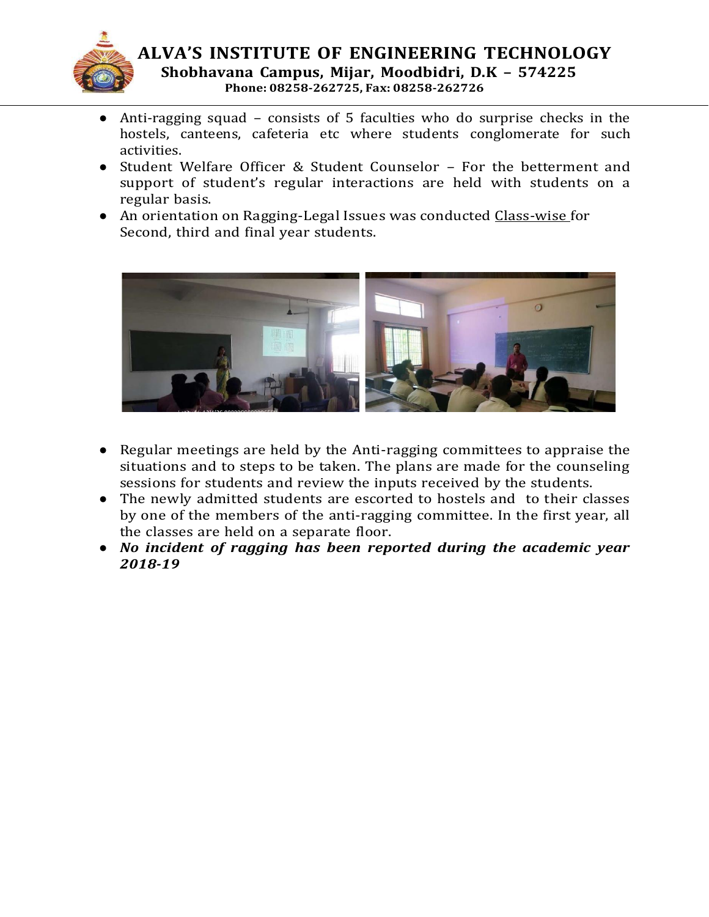- Anti-ragging squad – consists of 5 faculties who do surprise checks in the hostels, canteens, cafeteria etc where students conglomerate for such activities.
- Student Welfare Officer & Student Counselor – For the betterment and support of student's regular interactions are held with students on a regular basis.
- An orientation on Ragging-Legal Issues was conducted Class-wise for Second, third and final year students.

- Regular meetings are held by the Anti-ragging committees to appraise the situations and to steps to be taken. The plans are made for the counseling sessions for students and review the inputs received by the students.
- The newly admitted students are escorted to hostels and to their classes by one of the members of the anti-ragging committee. In the first year, all the classes are held on a separate floor.
- ***No incident of ragging has been reported during the academic year 2018-19***